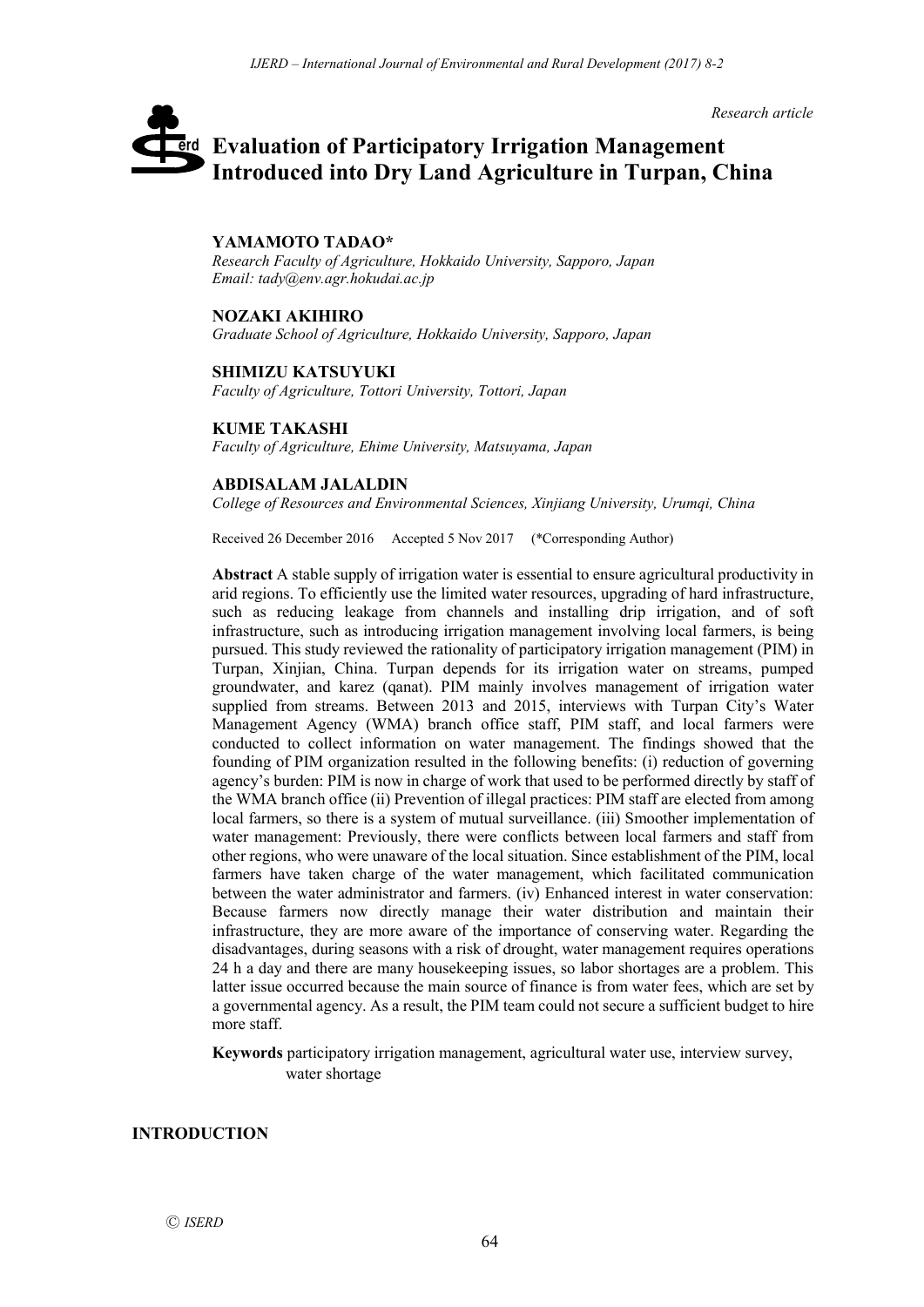*Research article*

# Evaluation of Participatory Irrigation Management Introduced into Dry Land Agriculture in Turpan, China

**YAMAMOTO TADAO***
*Research Faculty of Agriculture, Hokkaido University, Sapporo, Japan*
*Email: tady@env.agr.hokudai.ac.jp*

**NOZAKI AKIHIRO**
*Graduate School of Agriculture, Hokkaido University, Sapporo, Japan*

**SHIMIZU KATSUYUKI**
*Faculty of Agriculture, Tottori University, Tottori, Japan*

**KUME TAKASHI**
*Faculty of Agriculture, Ehime University, Matsuyama, Japan*

**ABDISALAM JALALDIN**
*College of Resources and Environmental Sciences, Xinjiang University, Urumqi, China*

Received 26 December 2016 Accepted 5 Nov 2017 (*Corresponding Author)

**Abstract** A stable supply of irrigation water is essential to ensure agricultural productivity in arid regions. To efficiently use the limited water resources, upgrading of hard infrastructure, such as reducing leakage from channels and installing drip irrigation, and of soft infrastructure, such as introducing irrigation management involving local farmers, is being pursued. This study reviewed the rationality of participatory irrigation management (PIM) in Turpan, Xinjian, China. Turpan depends for its irrigation water on streams, pumped groundwater, and karez (qanat). PIM mainly involves management of irrigation water supplied from streams. Between 2013 and 2015, interviews with Turpan City's Water Management Agency (WMA) branch office staff, PIM staff, and local farmers were conducted to collect information on water management. The findings showed that the founding of PIM organization resulted in the following benefits: (i) reduction of governing agency's burden: PIM is now in charge of work that used to be performed directly by staff of the WMA branch office (ii) Prevention of illegal practices: PIM staff are elected from among local farmers, so there is a system of mutual surveillance. (iii) Smoother implementation of water management: Previously, there were conflicts between local farmers and staff from other regions, who were unaware of the local situation. Since establishment of the PIM, local farmers have taken charge of the water management, which facilitated communication between the water administrator and farmers. (iv) Enhanced interest in water conservation: Because farmers now directly manage their water distribution and maintain their infrastructure, they are more aware of the importance of conserving water. Regarding the disadvantages, during seasons with a risk of drought, water management requires operations 24 h a day and there are many housekeeping issues, so labor shortages are a problem. This latter issue occurred because the main source of finance is from water fees, which are set by a governmental agency. As a result, the PIM team could not secure a sufficient budget to hire more staff.

**Keywords** participatory irrigation management, agricultural water use, interview survey, water shortage

## INTRODUCTION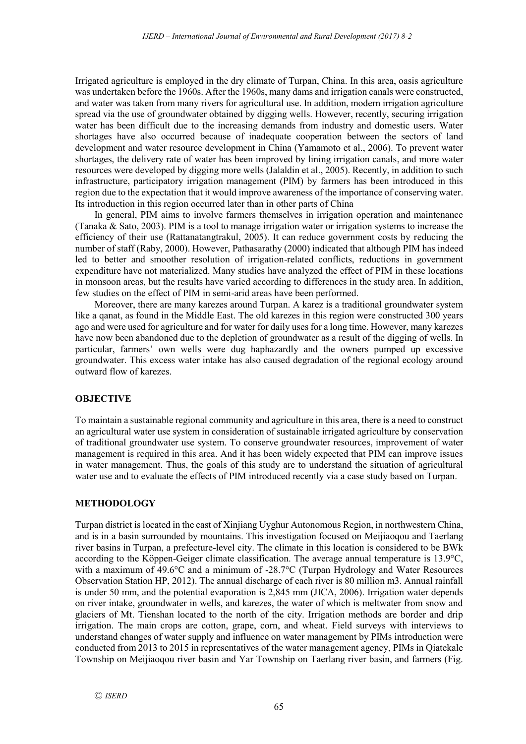Irrigated agriculture is employed in the dry climate of Turpan, China. In this area, oasis agriculture was undertaken before the 1960s. After the 1960s, many dams and irrigation canals were constructed, and water was taken from many rivers for agricultural use. In addition, modern irrigation agriculture spread via the use of groundwater obtained by digging wells. However, recently, securing irrigation water has been difficult due to the increasing demands from industry and domestic users. Water shortages have also occurred because of inadequate cooperation between the sectors of land development and water resource development in China (Yamamoto et al., 2006). To prevent water shortages, the delivery rate of water has been improved by lining irrigation canals, and more water resources were developed by digging more wells (Jalaldin et al., 2005). Recently, in addition to such infrastructure, participatory irrigation management (PIM) by farmers has been introduced in this region due to the expectation that it would improve awareness of the importance of conserving water. Its introduction in this region occurred later than in other parts of China

In general, PIM aims to involve farmers themselves in irrigation operation and maintenance (Tanaka & Sato, 2003). PIM is a tool to manage irrigation water or irrigation systems to increase the efficiency of their use (Rattanatangtrakul, 2005). It can reduce government costs by reducing the number of staff (Raby, 2000). However, Pathasarathy (2000) indicated that although PIM has indeed led to better and smoother resolution of irrigation-related conflicts, reductions in government expenditure have not materialized. Many studies have analyzed the effect of PIM in these locations in monsoon areas, but the results have varied according to differences in the study area. In addition, few studies on the effect of PIM in semi-arid areas have been performed.

Moreover, there are many karezes around Turpan. A karez is a traditional groundwater system like a qanat, as found in the Middle East. The old karezes in this region were constructed 300 years ago and were used for agriculture and for water for daily uses for a long time. However, many karezes have now been abandoned due to the depletion of groundwater as a result of the digging of wells. In particular, farmers' own wells were dug haphazardly and the owners pumped up excessive groundwater. This excess water intake has also caused degradation of the regional ecology around outward flow of karezes.

## OBJECTIVE

To maintain a sustainable regional community and agriculture in this area, there is a need to construct an agricultural water use system in consideration of sustainable irrigated agriculture by conservation of traditional groundwater use system. To conserve groundwater resources, improvement of water management is required in this area. And it has been widely expected that PIM can improve issues in water management. Thus, the goals of this study are to understand the situation of agricultural water use and to evaluate the effects of PIM introduced recently via a case study based on Turpan.

## METHODOLOGY

Turpan district is located in the east of Xinjiang Uyghur Autonomous Region, in northwestern China, and is in a basin surrounded by mountains. This investigation focused on Meijiaoqou and Taerlang river basins in Turpan, a prefecture-level city. The climate in this location is considered to be BWk according to the Köppen-Geiger climate classification. The average annual temperature is 13.9°C, with a maximum of 49.6°C and a minimum of -28.7°C (Turpan Hydrology and Water Resources Observation Station HP, 2012). The annual discharge of each river is 80 million m3. Annual rainfall is under 50 mm, and the potential evaporation is 2,845 mm (JICA, 2006). Irrigation water depends on river intake, groundwater in wells, and karezes, the water of which is meltwater from snow and glaciers of Mt. Tienshan located to the north of the city. Irrigation methods are border and drip irrigation. The main crops are cotton, grape, corn, and wheat. Field surveys with interviews to understand changes of water supply and influence on water management by PIMs introduction were conducted from 2013 to 2015 in representatives of the water management agency, PIMs in Qiatekale Township on Meijiaoqou river basin and Yar Township on Taerlang river basin, and farmers (Fig.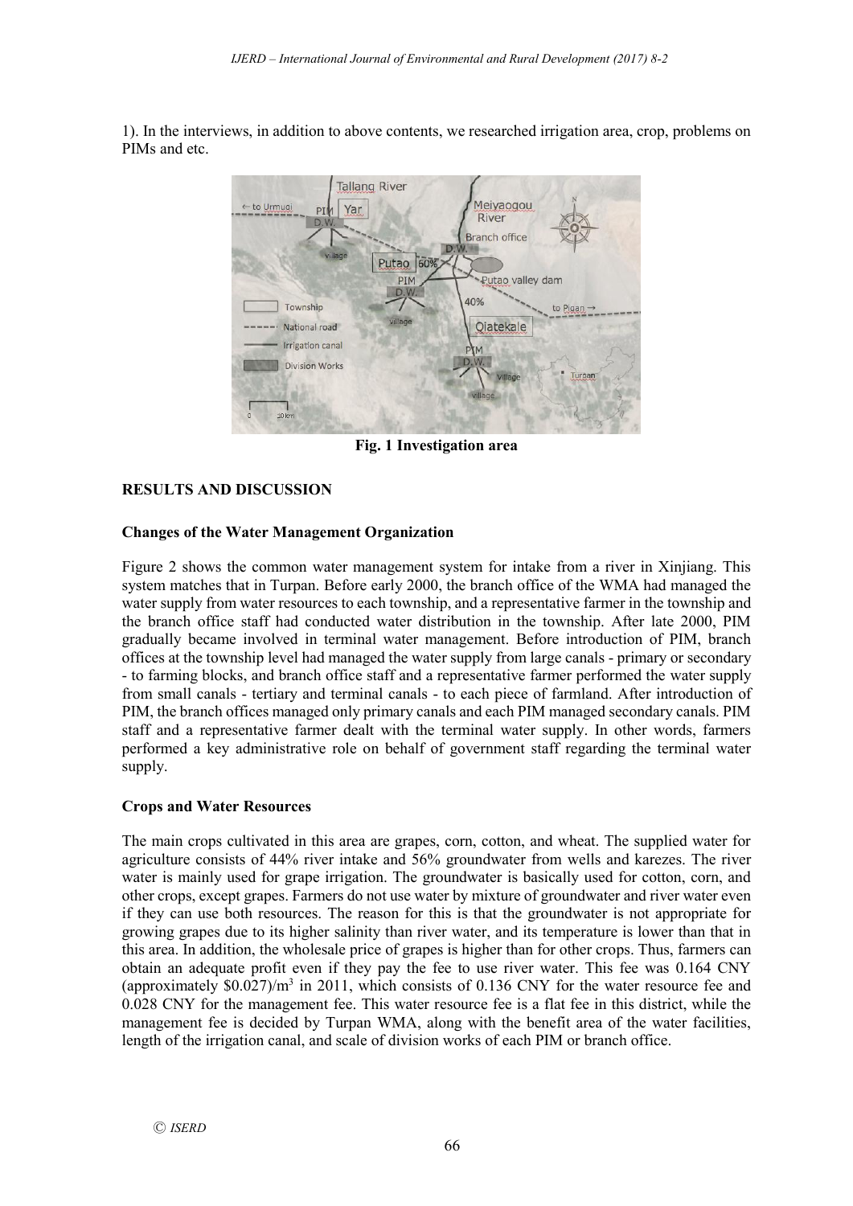1). In the interviews, in addition to above contents, we researched irrigation area, crop, problems on PIMs and etc.

**Fig. 1 Investigation area**

## RESULTS AND DISCUSSION

### Changes of the Water Management Organization

Figure 2 shows the common water management system for intake from a river in Xinjiang. This system matches that in Turpan. Before early 2000, the branch office of the WMA had managed the water supply from water resources to each township, and a representative farmer in the township and the branch office staff had conducted water distribution in the township. After late 2000, PIM gradually became involved in terminal water management. Before introduction of PIM, branch offices at the township level had managed the water supply from large canals - primary or secondary - to farming blocks, and branch office staff and a representative farmer performed the water supply from small canals - tertiary and terminal canals - to each piece of farmland. After introduction of PIM, the branch offices managed only primary canals and each PIM managed secondary canals. PIM staff and a representative farmer dealt with the terminal water supply. In other words, farmers performed a key administrative role on behalf of government staff regarding the terminal water supply.

### Crops and Water Resources

The main crops cultivated in this area are grapes, corn, cotton, and wheat. The supplied water for agriculture consists of 44% river intake and 56% groundwater from wells and karezes. The river water is mainly used for grape irrigation. The groundwater is basically used for cotton, corn, and other crops, except grapes. Farmers do not use water by mixture of groundwater and river water even if they can use both resources. The reason for this is that the groundwater is not appropriate for growing grapes due to its higher salinity than river water, and its temperature is lower than that in this area. In addition, the wholesale price of grapes is higher than for other crops. Thus, farmers can obtain an adequate profit even if they pay the fee to use river water. This fee was 0.164 CNY (approximately \$0.027)/m$^3$ in 2011, which consists of 0.136 CNY for the water resource fee and 0.028 CNY for the management fee. This water resource fee is a flat fee in this district, while the management fee is decided by Turpan WMA, along with the benefit area of the water facilities, length of the irrigation canal, and scale of division works of each PIM or branch office.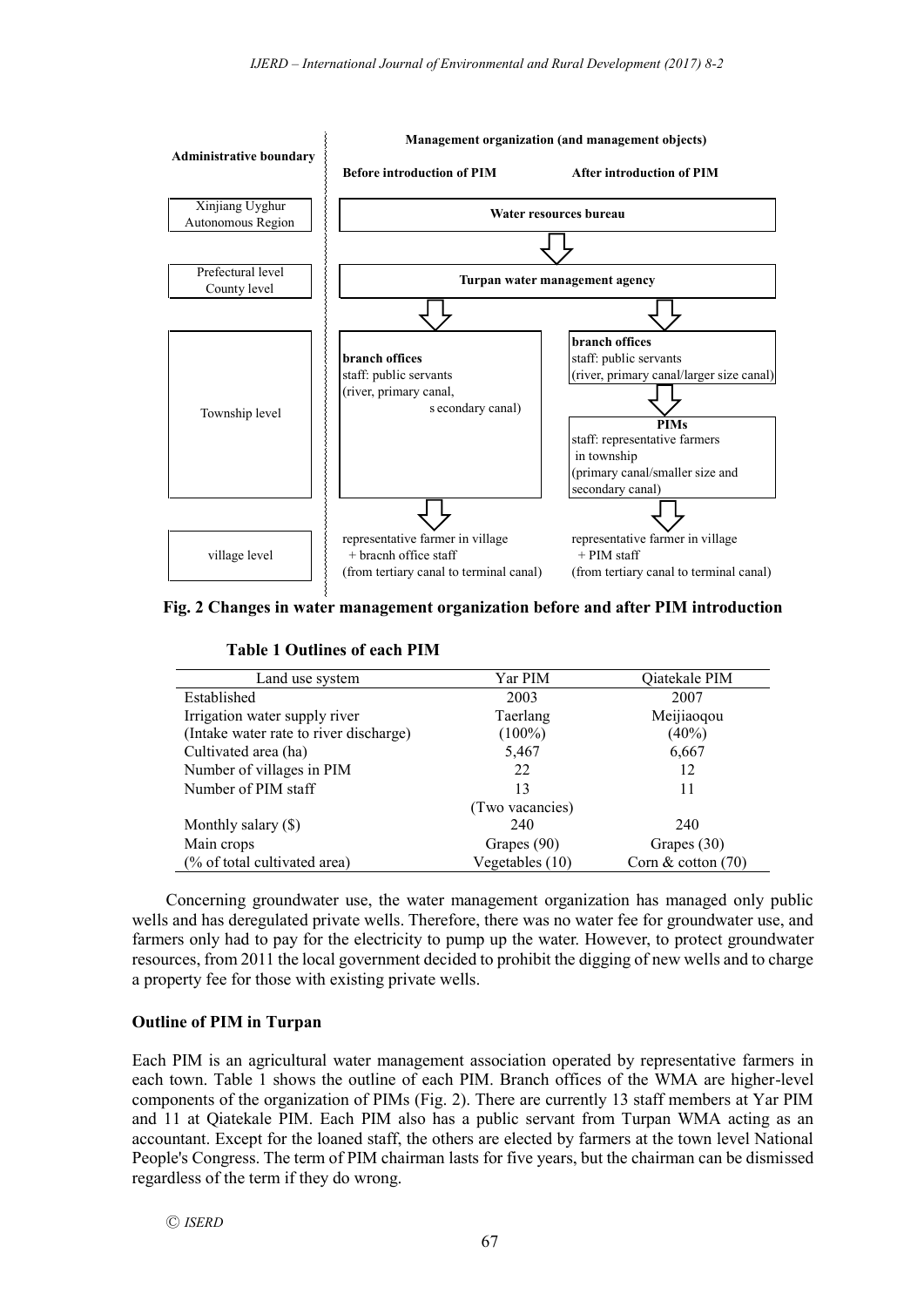| Administrative boundary | Management organization (and management objects): Before introduction of PIM | Management organization (and management objects): After introduction of PIM |
|---|---|---|
| Xinjiang Uyghur Autonomous Region | Water resources bureau | |
| Prefectural level County level | Turpan water management agency | |
| Township level | **branch offices** staff: public servants (river, primary canal, secondary canal) | **branch offices** staff: public servants (river, primary canal/larger size canal) ↓ **PIMs** staff: representative farmers in township (primary canal/smaller size and secondary canal) |
| village level | representative farmer in village + bracnh office staff (from tertiary canal to terminal canal) | representative farmer in village + PIM staff (from tertiary canal to terminal canal) |

**Fig. 2 Changes in water management organization before and after PIM introduction**

**Table 1 Outlines of each PIM**

| Land use system | Yar PIM | Qiatekale PIM |
|---|---|---|
| Established | 2003 | 2007 |
| Irrigation water supply river | Taerlang | Meijiaoqou |
| (Intake water rate to river discharge) | (100%) | (40%) |
| Cultivated area (ha) | 5,467 | 6,667 |
| Number of villages in PIM | 22 | 12 |
| Number of PIM staff | 13 (Two vacancies) | 11 |
| Monthly salary ($) | 240 | 240 |
| Main crops | Grapes (90) | Grapes (30) |
| (% of total cultivated area) | Vegetables (10) | Corn & cotton (70) |

Concerning groundwater use, the water management organization has managed only public wells and has deregulated private wells. Therefore, there was no water fee for groundwater use, and farmers only had to pay for the electricity to pump up the water. However, to protect groundwater resources, from 2011 the local government decided to prohibit the digging of new wells and to charge a property fee for those with existing private wells.

### Outline of PIM in Turpan

Each PIM is an agricultural water management association operated by representative farmers in each town. Table 1 shows the outline of each PIM. Branch offices of the WMA are higher-level components of the organization of PIMs (Fig. 2). There are currently 13 staff members at Yar PIM and 11 at Qiatekale PIM. Each PIM also has a public servant from Turpan WMA acting as an accountant. Except for the loaned staff, the others are elected by farmers at the town level National People's Congress. The term of PIM chairman lasts for five years, but the chairman can be dismissed regardless of the term if they do wrong.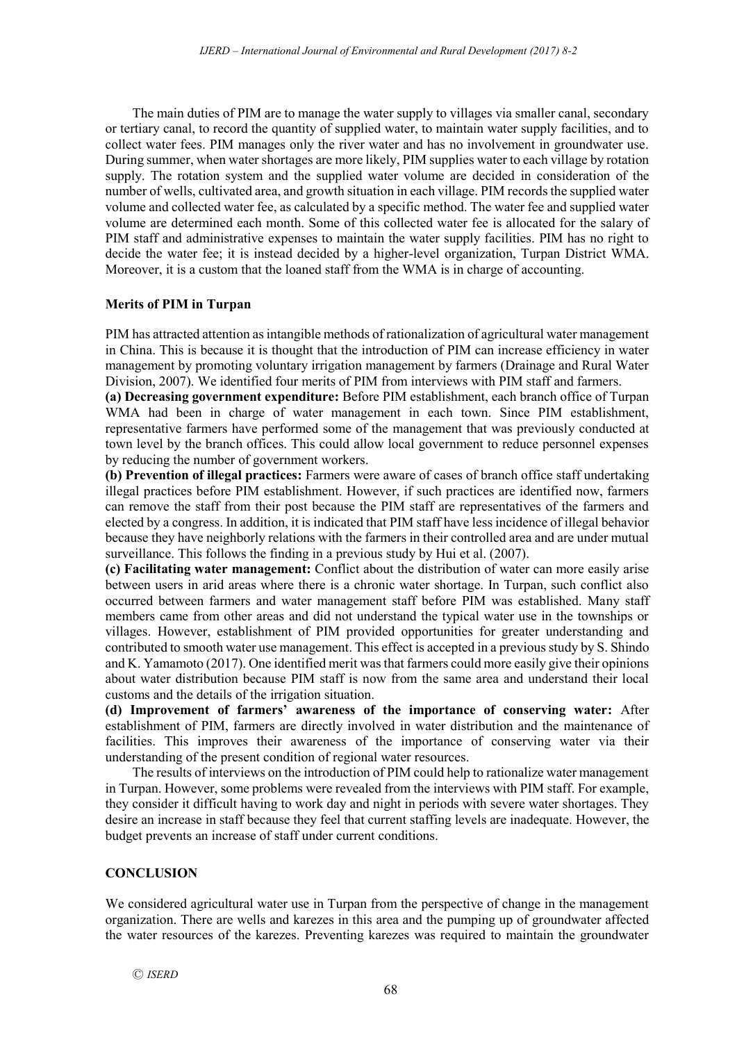The main duties of PIM are to manage the water supply to villages via smaller canal, secondary or tertiary canal, to record the quantity of supplied water, to maintain water supply facilities, and to collect water fees. PIM manages only the river water and has no involvement in groundwater use. During summer, when water shortages are more likely, PIM supplies water to each village by rotation supply. The rotation system and the supplied water volume are decided in consideration of the number of wells, cultivated area, and growth situation in each village. PIM records the supplied water volume and collected water fee, as calculated by a specific method. The water fee and supplied water volume are determined each month. Some of this collected water fee is allocated for the salary of PIM staff and administrative expenses to maintain the water supply facilities. PIM has no right to decide the water fee; it is instead decided by a higher-level organization, Turpan District WMA. Moreover, it is a custom that the loaned staff from the WMA is in charge of accounting.

### Merits of PIM in Turpan

PIM has attracted attention as intangible methods of rationalization of agricultural water management in China. This is because it is thought that the introduction of PIM can increase efficiency in water management by promoting voluntary irrigation management by farmers (Drainage and Rural Water Division, 2007). We identified four merits of PIM from interviews with PIM staff and farmers.

**(a) Decreasing government expenditure:** Before PIM establishment, each branch office of Turpan WMA had been in charge of water management in each town. Since PIM establishment, representative farmers have performed some of the management that was previously conducted at town level by the branch offices. This could allow local government to reduce personnel expenses by reducing the number of government workers.

**(b) Prevention of illegal practices:** Farmers were aware of cases of branch office staff undertaking illegal practices before PIM establishment. However, if such practices are identified now, farmers can remove the staff from their post because the PIM staff are representatives of the farmers and elected by a congress. In addition, it is indicated that PIM staff have less incidence of illegal behavior because they have neighborly relations with the farmers in their controlled area and are under mutual surveillance. This follows the finding in a previous study by Hui et al. (2007).

**(c) Facilitating water management:** Conflict about the distribution of water can more easily arise between users in arid areas where there is a chronic water shortage. In Turpan, such conflict also occurred between farmers and water management staff before PIM was established. Many staff members came from other areas and did not understand the typical water use in the townships or villages. However, establishment of PIM provided opportunities for greater understanding and contributed to smooth water use management. This effect is accepted in a previous study by S. Shindo and K. Yamamoto (2017). One identified merit was that farmers could more easily give their opinions about water distribution because PIM staff is now from the same area and understand their local customs and the details of the irrigation situation.

**(d) Improvement of farmers' awareness of the importance of conserving water:** After establishment of PIM, farmers are directly involved in water distribution and the maintenance of facilities. This improves their awareness of the importance of conserving water via their understanding of the present condition of regional water resources.

The results of interviews on the introduction of PIM could help to rationalize water management in Turpan. However, some problems were revealed from the interviews with PIM staff. For example, they consider it difficult having to work day and night in periods with severe water shortages. They desire an increase in staff because they feel that current staffing levels are inadequate. However, the budget prevents an increase of staff under current conditions.

## CONCLUSION

We considered agricultural water use in Turpan from the perspective of change in the management organization. There are wells and karezes in this area and the pumping up of groundwater affected the water resources of the karezes. Preventing karezes was required to maintain the groundwater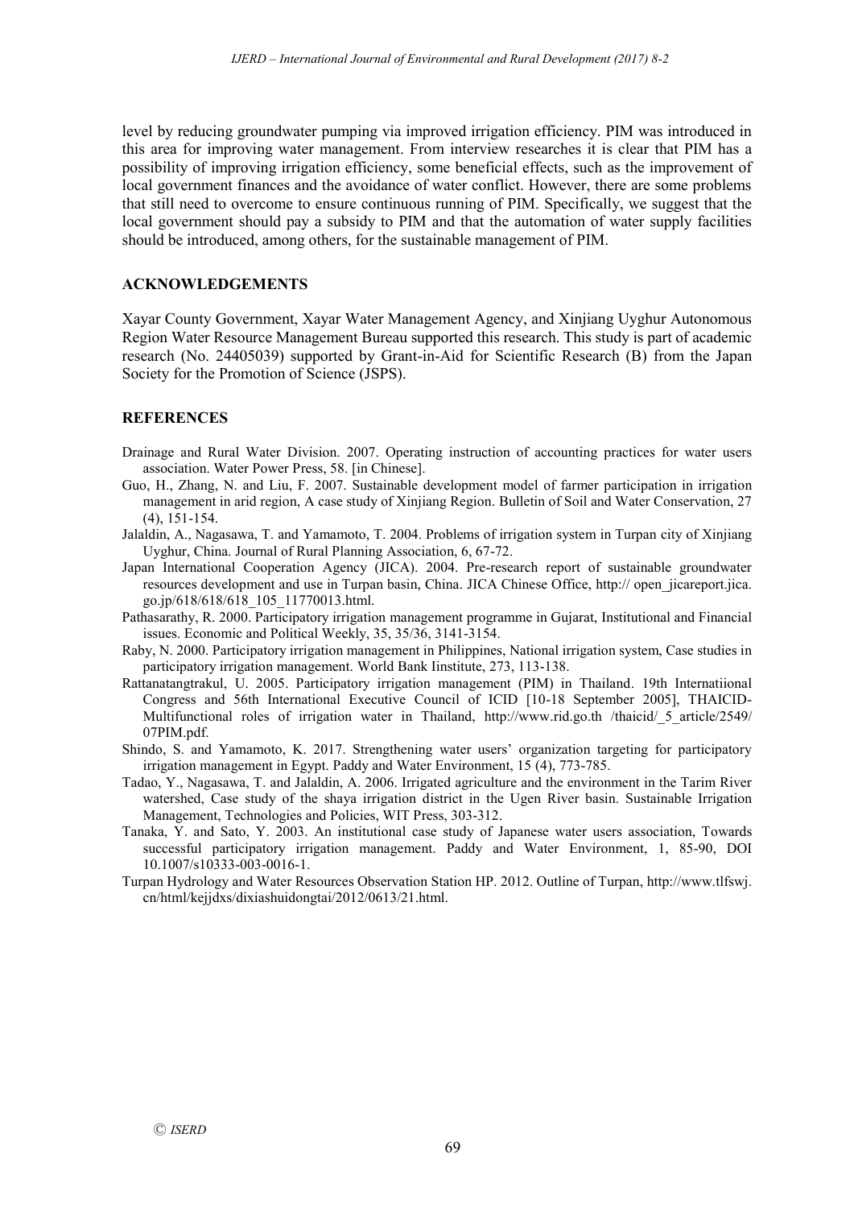level by reducing groundwater pumping via improved irrigation efficiency. PIM was introduced in this area for improving water management. From interview researches it is clear that PIM has a possibility of improving irrigation efficiency, some beneficial effects, such as the improvement of local government finances and the avoidance of water conflict. However, there are some problems that still need to overcome to ensure continuous running of PIM. Specifically, we suggest that the local government should pay a subsidy to PIM and that the automation of water supply facilities should be introduced, among others, for the sustainable management of PIM.

## ACKNOWLEDGEMENTS

Xayar County Government, Xayar Water Management Agency, and Xinjiang Uyghur Autonomous Region Water Resource Management Bureau supported this research. This study is part of academic research (No. 24405039) supported by Grant-in-Aid for Scientific Research (B) from the Japan Society for the Promotion of Science (JSPS).

## REFERENCES

Drainage and Rural Water Division. 2007. Operating instruction of accounting practices for water users association. Water Power Press, 58. [in Chinese].

Guo, H., Zhang, N. and Liu, F. 2007. Sustainable development model of farmer participation in irrigation management in arid region, A case study of Xinjiang Region. Bulletin of Soil and Water Conservation, 27 (4), 151-154.

Jalaldin, A., Nagasawa, T. and Yamamoto, T. 2004. Problems of irrigation system in Turpan city of Xinjiang Uyghur, China. Journal of Rural Planning Association, 6, 67-72.

Japan International Cooperation Agency (JICA). 2004. Pre-research report of sustainable groundwater resources development and use in Turpan basin, China. JICA Chinese Office, http:// open_jicareport.jica.go.jp/618/618/618_105_11770013.html.

Pathasarathy, R. 2000. Participatory irrigation management programme in Gujarat, Institutional and Financial issues. Economic and Political Weekly, 35, 35/36, 3141-3154.

Raby, N. 2000. Participatory irrigation management in Philippines, National irrigation system, Case studies in participatory irrigation management. World Bank Iinstitute, 273, 113-138.

Rattanatangtrakul, U. 2005. Participatory irrigation management (PIM) in Thailand. 19th Internatiional Congress and 56th International Executive Council of ICID [10-18 September 2005], THAICID-Multifunctional roles of irrigation water in Thailand, http://www.rid.go.th /thaicid/_5_article/2549/07PIM.pdf.

Shindo, S. and Yamamoto, K. 2017. Strengthening water users' organization targeting for participatory irrigation management in Egypt. Paddy and Water Environment, 15 (4), 773-785.

Tadao, Y., Nagasawa, T. and Jalaldin, A. 2006. Irrigated agriculture and the environment in the Tarim River watershed, Case study of the shaya irrigation district in the Ugen River basin. Sustainable Irrigation Management, Technologies and Policies, WIT Press, 303-312.

Tanaka, Y. and Sato, Y. 2003. An institutional case study of Japanese water users association, Towards successful participatory irrigation management. Paddy and Water Environment, 1, 85-90, DOI 10.1007/s10333-003-0016-1.

Turpan Hydrology and Water Resources Observation Station HP. 2012. Outline of Turpan, http://www.tlfswj.cn/html/kejjdxs/dixiashuidongtai/2012/0613/21.html.